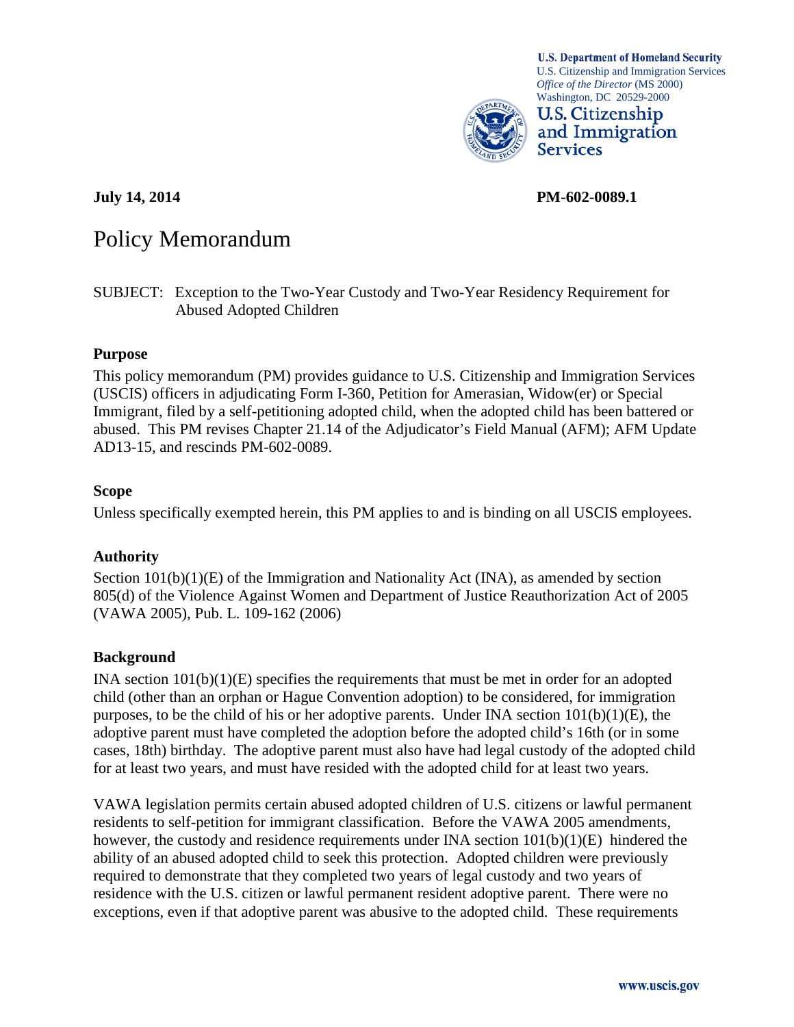**U.S. Department of Homeland Security**
U.S. Citizenship and Immigration Services
*Office of the Director* (MS 2000)
Washington, DC 20529-2000

**U.S. Citizenship and Immigration Services**

**July 14, 2014** **PM-602-0089.1**

# Policy Memorandum

SUBJECT: Exception to the Two-Year Custody and Two-Year Residency Requirement for Abused Adopted Children

## Purpose

This policy memorandum (PM) provides guidance to U.S. Citizenship and Immigration Services (USCIS) officers in adjudicating Form I-360, Petition for Amerasian, Widow(er) or Special Immigrant, filed by a self-petitioning adopted child, when the adopted child has been battered or abused. This PM revises Chapter 21.14 of the Adjudicator's Field Manual (AFM); AFM Update AD13-15, and rescinds PM-602-0089.

## Scope

Unless specifically exempted herein, this PM applies to and is binding on all USCIS employees.

## Authority

Section 101(b)(1)(E) of the Immigration and Nationality Act (INA), as amended by section 805(d) of the Violence Against Women and Department of Justice Reauthorization Act of 2005 (VAWA 2005), Pub. L. 109-162 (2006)

## Background

INA section 101(b)(1)(E) specifies the requirements that must be met in order for an adopted child (other than an orphan or Hague Convention adoption) to be considered, for immigration purposes, to be the child of his or her adoptive parents. Under INA section 101(b)(1)(E), the adoptive parent must have completed the adoption before the adopted child's 16th (or in some cases, 18th) birthday. The adoptive parent must also have had legal custody of the adopted child for at least two years, and must have resided with the adopted child for at least two years.

VAWA legislation permits certain abused adopted children of U.S. citizens or lawful permanent residents to self-petition for immigrant classification. Before the VAWA 2005 amendments, however, the custody and residence requirements under INA section 101(b)(1)(E) hindered the ability of an abused adopted child to seek this protection. Adopted children were previously required to demonstrate that they completed two years of legal custody and two years of residence with the U.S. citizen or lawful permanent resident adoptive parent. There were no exceptions, even if that adoptive parent was abusive to the adopted child. These requirements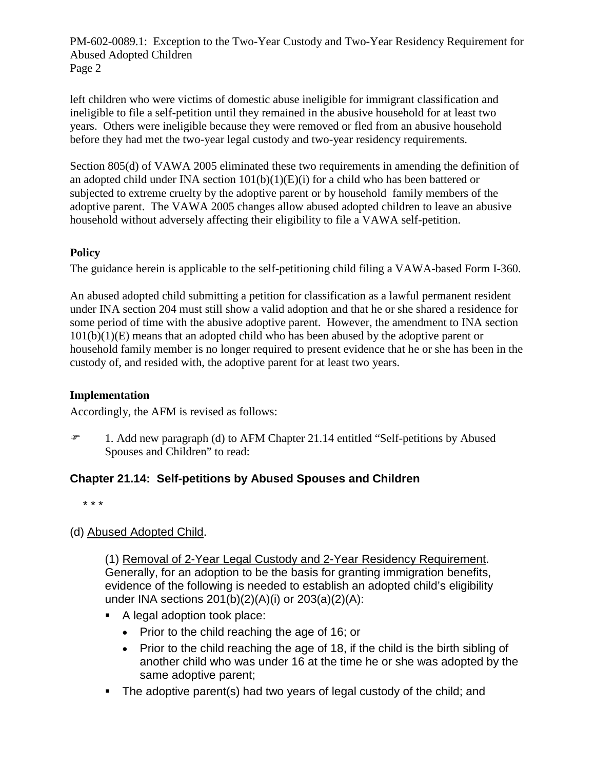left children who were victims of domestic abuse ineligible for immigrant classification and ineligible to file a self-petition until they remained in the abusive household for at least two years. Others were ineligible because they were removed or fled from an abusive household before they had met the two-year legal custody and two-year residency requirements.

Section 805(d) of VAWA 2005 eliminated these two requirements in amending the definition of an adopted child under INA section 101(b)(1)(E)(i) for a child who has been battered or subjected to extreme cruelty by the adoptive parent or by household family members of the adoptive parent. The VAWA 2005 changes allow abused adopted children to leave an abusive household without adversely affecting their eligibility to file a VAWA self-petition.

**Policy**

The guidance herein is applicable to the self-petitioning child filing a VAWA-based Form I-360.

An abused adopted child submitting a petition for classification as a lawful permanent resident under INA section 204 must still show a valid adoption and that he or she shared a residence for some period of time with the abusive adoptive parent. However, the amendment to INA section 101(b)(1)(E) means that an adopted child who has been abused by the adoptive parent or household family member is no longer required to present evidence that he or she has been in the custody of, and resided with, the adoptive parent for at least two years.

**Implementation**

Accordingly, the AFM is revised as follows:

☞ 1. Add new paragraph (d) to AFM Chapter 21.14 entitled "Self-petitions by Abused Spouses and Children" to read:

## Chapter 21.14: Self-petitions by Abused Spouses and Children

\* \* \*

(d) Abused Adopted Child.

(1) Removal of 2-Year Legal Custody and 2-Year Residency Requirement. Generally, for an adoption to be the basis for granting immigration benefits, evidence of the following is needed to establish an adopted child's eligibility under INA sections 201(b)(2)(A)(i) or 203(a)(2)(A):

- A legal adoption took place:
  - Prior to the child reaching the age of 16; or
  - Prior to the child reaching the age of 18, if the child is the birth sibling of another child who was under 16 at the time he or she was adopted by the same adoptive parent;
- The adoptive parent(s) had two years of legal custody of the child; and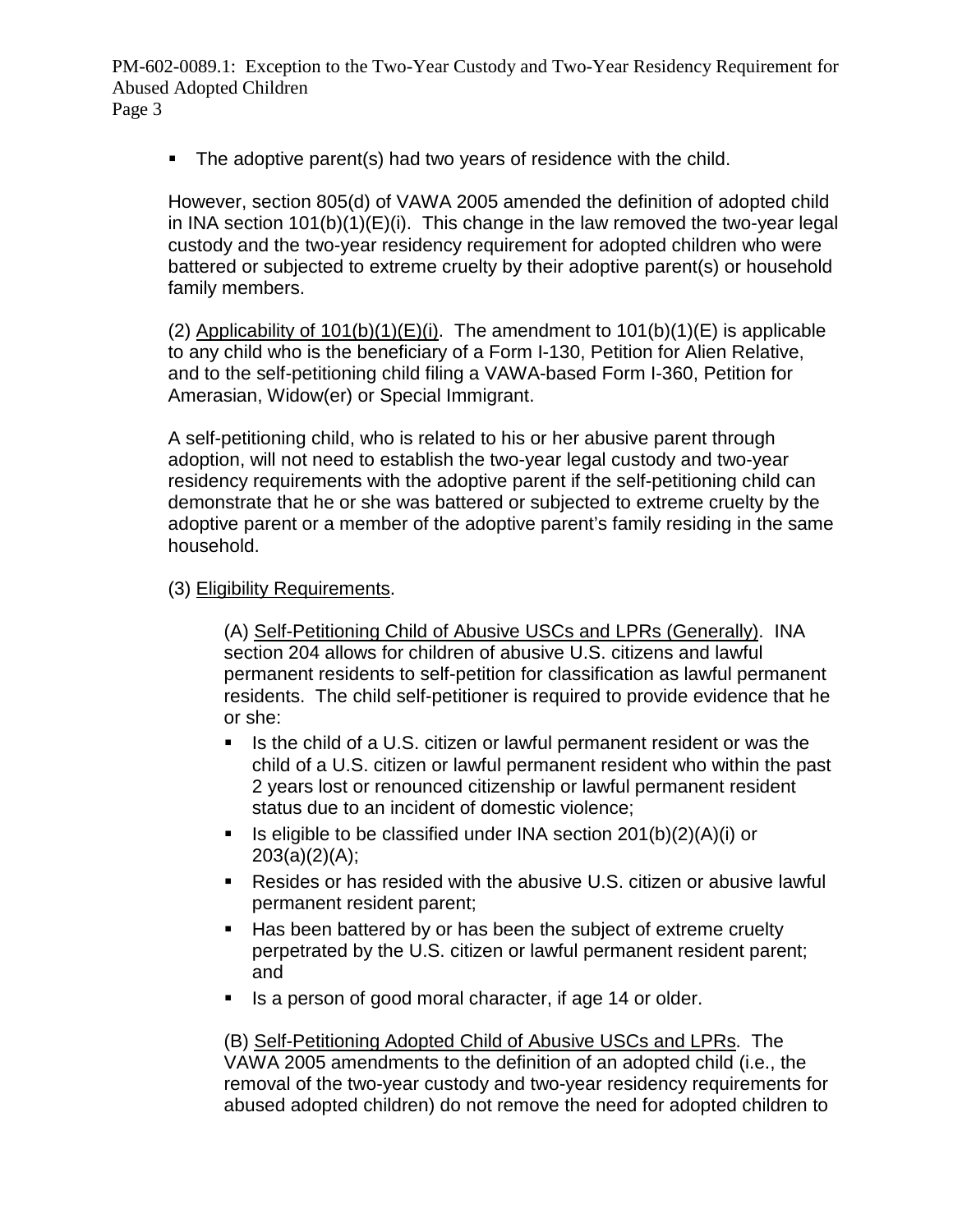- The adoptive parent(s) had two years of residence with the child.

However, section 805(d) of VAWA 2005 amended the definition of adopted child in INA section 101(b)(1)(E)(i). This change in the law removed the two-year legal custody and the two-year residency requirement for adopted children who were battered or subjected to extreme cruelty by their adoptive parent(s) or household family members.

(2) Applicability of 101(b)(1)(E)(i). The amendment to 101(b)(1)(E) is applicable to any child who is the beneficiary of a Form I-130, Petition for Alien Relative, and to the self-petitioning child filing a VAWA-based Form I-360, Petition for Amerasian, Widow(er) or Special Immigrant.

A self-petitioning child, who is related to his or her abusive parent through adoption, will not need to establish the two-year legal custody and two-year residency requirements with the adoptive parent if the self-petitioning child can demonstrate that he or she was battered or subjected to extreme cruelty by the adoptive parent or a member of the adoptive parent's family residing in the same household.

(3) Eligibility Requirements.

(A) Self-Petitioning Child of Abusive USCs and LPRs (Generally). INA section 204 allows for children of abusive U.S. citizens and lawful permanent residents to self-petition for classification as lawful permanent residents. The child self-petitioner is required to provide evidence that he or she:

- Is the child of a U.S. citizen or lawful permanent resident or was the child of a U.S. citizen or lawful permanent resident who within the past 2 years lost or renounced citizenship or lawful permanent resident status due to an incident of domestic violence;
- Is eligible to be classified under INA section 201(b)(2)(A)(i) or 203(a)(2)(A);
- Resides or has resided with the abusive U.S. citizen or abusive lawful permanent resident parent;
- Has been battered by or has been the subject of extreme cruelty perpetrated by the U.S. citizen or lawful permanent resident parent; and
- Is a person of good moral character, if age 14 or older.

(B) Self-Petitioning Adopted Child of Abusive USCs and LPRs. The VAWA 2005 amendments to the definition of an adopted child (i.e., the removal of the two-year custody and two-year residency requirements for abused adopted children) do not remove the need for adopted children to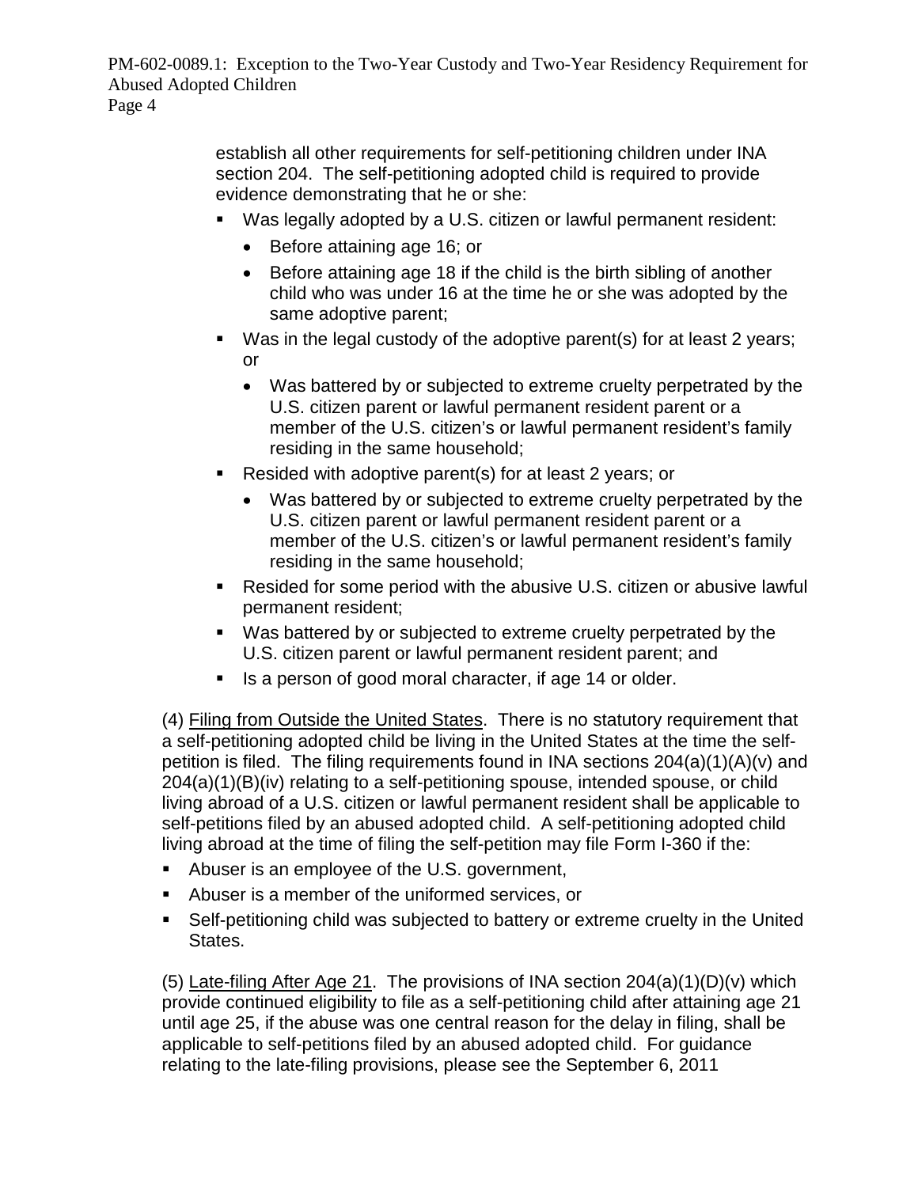establish all other requirements for self-petitioning children under INA section 204. The self-petitioning adopted child is required to provide evidence demonstrating that he or she:

- Was legally adopted by a U.S. citizen or lawful permanent resident:
  - Before attaining age 16; or
  - Before attaining age 18 if the child is the birth sibling of another child who was under 16 at the time he or she was adopted by the same adoptive parent;
- Was in the legal custody of the adoptive parent(s) for at least 2 years; or
  - Was battered by or subjected to extreme cruelty perpetrated by the U.S. citizen parent or lawful permanent resident parent or a member of the U.S. citizen's or lawful permanent resident's family residing in the same household;
- Resided with adoptive parent(s) for at least 2 years; or
  - Was battered by or subjected to extreme cruelty perpetrated by the U.S. citizen parent or lawful permanent resident parent or a member of the U.S. citizen's or lawful permanent resident's family residing in the same household;
- Resided for some period with the abusive U.S. citizen or abusive lawful permanent resident;
- Was battered by or subjected to extreme cruelty perpetrated by the U.S. citizen parent or lawful permanent resident parent; and
- Is a person of good moral character, if age 14 or older.

(4) Filing from Outside the United States. There is no statutory requirement that a self-petitioning adopted child be living in the United States at the time the self-petition is filed. The filing requirements found in INA sections 204(a)(1)(A)(v) and 204(a)(1)(B)(iv) relating to a self-petitioning spouse, intended spouse, or child living abroad of a U.S. citizen or lawful permanent resident shall be applicable to self-petitions filed by an abused adopted child. A self-petitioning adopted child living abroad at the time of filing the self-petition may file Form I-360 if the:

- Abuser is an employee of the U.S. government,
- Abuser is a member of the uniformed services, or
- Self-petitioning child was subjected to battery or extreme cruelty in the United States.

(5) Late-filing After Age 21. The provisions of INA section 204(a)(1)(D)(v) which provide continued eligibility to file as a self-petitioning child after attaining age 21 until age 25, if the abuse was one central reason for the delay in filing, shall be applicable to self-petitions filed by an abused adopted child. For guidance relating to the late-filing provisions, please see the September 6, 2011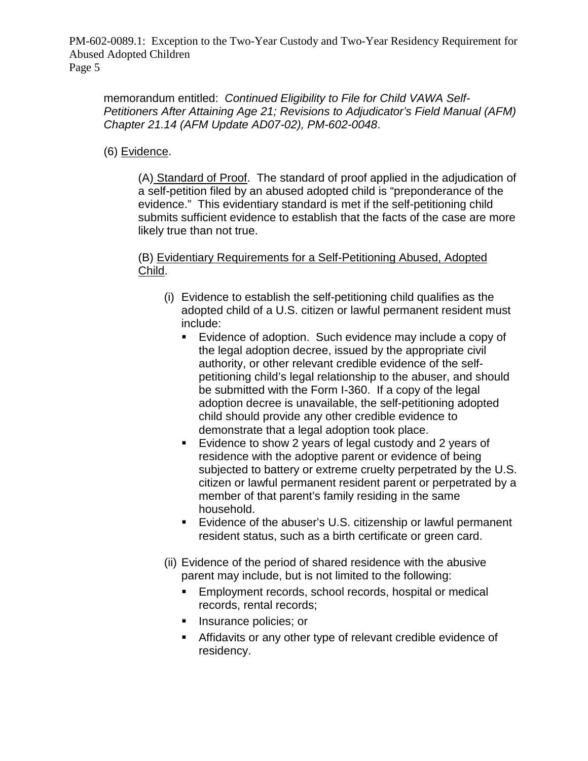memorandum entitled: *Continued Eligibility to File for Child VAWA Self-Petitioners After Attaining Age 21; Revisions to Adjudicator's Field Manual (AFM) Chapter 21.14 (AFM Update AD07-02), PM-602-0048*.

(6) <u>Evidence</u>.

(A) <u>Standard of Proof</u>. The standard of proof applied in the adjudication of a self-petition filed by an abused adopted child is "preponderance of the evidence." This evidentiary standard is met if the self-petitioning child submits sufficient evidence to establish that the facts of the case are more likely true than not true.

(B) <u>Evidentiary Requirements for a Self-Petitioning Abused, Adopted Child</u>.

(i) Evidence to establish the self-petitioning child qualifies as the adopted child of a U.S. citizen or lawful permanent resident must include:

- Evidence of adoption. Such evidence may include a copy of the legal adoption decree, issued by the appropriate civil authority, or other relevant credible evidence of the self-petitioning child's legal relationship to the abuser, and should be submitted with the Form I-360. If a copy of the legal adoption decree is unavailable, the self-petitioning adopted child should provide any other credible evidence to demonstrate that a legal adoption took place.
- Evidence to show 2 years of legal custody and 2 years of residence with the adoptive parent or evidence of being subjected to battery or extreme cruelty perpetrated by the U.S. citizen or lawful permanent resident parent or perpetrated by a member of that parent's family residing in the same household.
- Evidence of the abuser's U.S. citizenship or lawful permanent resident status, such as a birth certificate or green card.

(ii) Evidence of the period of shared residence with the abusive parent may include, but is not limited to the following:

- Employment records, school records, hospital or medical records, rental records;
- Insurance policies; or
- Affidavits or any other type of relevant credible evidence of residency.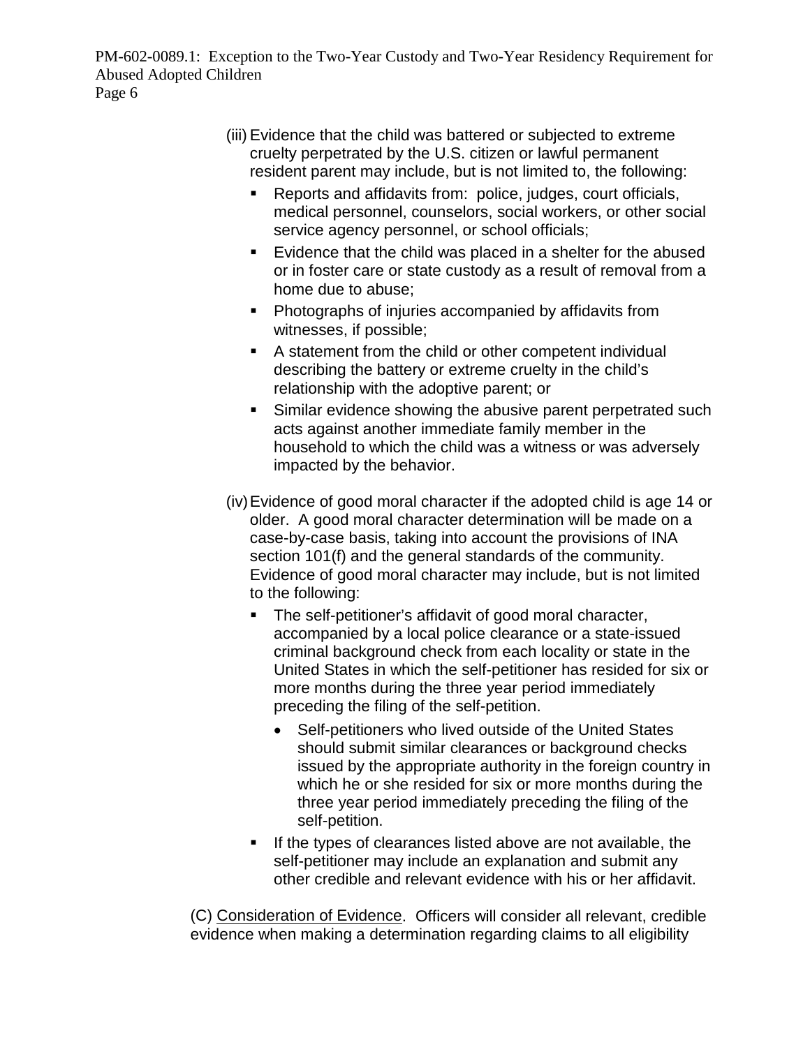(iii) Evidence that the child was battered or subjected to extreme cruelty perpetrated by the U.S. citizen or lawful permanent resident parent may include, but is not limited to, the following:

- Reports and affidavits from: police, judges, court officials, medical personnel, counselors, social workers, or other social service agency personnel, or school officials;
- Evidence that the child was placed in a shelter for the abused or in foster care or state custody as a result of removal from a home due to abuse;
- Photographs of injuries accompanied by affidavits from witnesses, if possible;
- A statement from the child or other competent individual describing the battery or extreme cruelty in the child's relationship with the adoptive parent; or
- Similar evidence showing the abusive parent perpetrated such acts against another immediate family member in the household to which the child was a witness or was adversely impacted by the behavior.

(iv) Evidence of good moral character if the adopted child is age 14 or older. A good moral character determination will be made on a case-by-case basis, taking into account the provisions of INA section 101(f) and the general standards of the community. Evidence of good moral character may include, but is not limited to the following:

- The self-petitioner's affidavit of good moral character, accompanied by a local police clearance or a state-issued criminal background check from each locality or state in the United States in which the self-petitioner has resided for six or more months during the three year period immediately preceding the filing of the self-petition.
  - Self-petitioners who lived outside of the United States should submit similar clearances or background checks issued by the appropriate authority in the foreign country in which he or she resided for six or more months during the three year period immediately preceding the filing of the self-petition.
- If the types of clearances listed above are not available, the self-petitioner may include an explanation and submit any other credible and relevant evidence with his or her affidavit.

(C) Consideration of Evidence. Officers will consider all relevant, credible evidence when making a determination regarding claims to all eligibility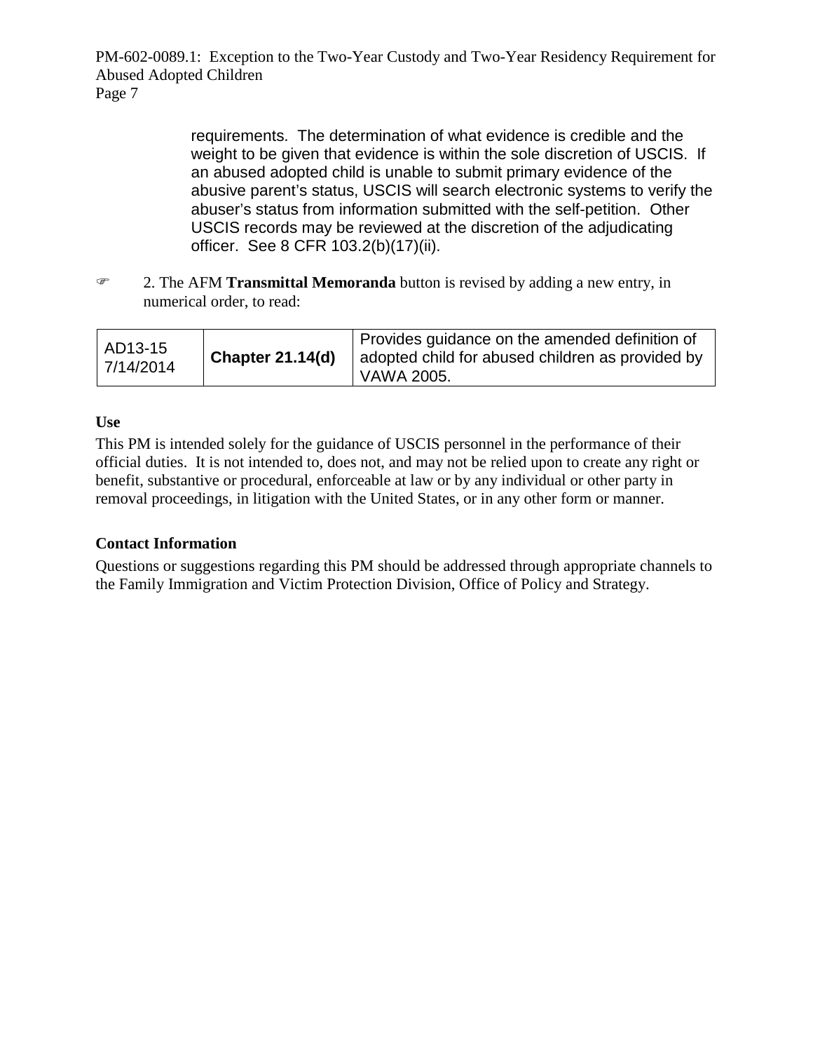requirements. The determination of what evidence is credible and the weight to be given that evidence is within the sole discretion of USCIS. If an abused adopted child is unable to submit primary evidence of the abusive parent's status, USCIS will search electronic systems to verify the abuser's status from information submitted with the self-petition. Other USCIS records may be reviewed at the discretion of the adjudicating officer. See 8 CFR 103.2(b)(17)(ii).

☞ 2. The AFM **Transmittal Memoranda** button is revised by adding a new entry, in numerical order, to read:

| | | |
|---|---|---|
| AD13-15 7/14/2014 | **Chapter 21.14(d)** | Provides guidance on the amended definition of adopted child for abused children as provided by VAWA 2005. |

**Use**

This PM is intended solely for the guidance of USCIS personnel in the performance of their official duties. It is not intended to, does not, and may not be relied upon to create any right or benefit, substantive or procedural, enforceable at law or by any individual or other party in removal proceedings, in litigation with the United States, or in any other form or manner.

**Contact Information**

Questions or suggestions regarding this PM should be addressed through appropriate channels to the Family Immigration and Victim Protection Division, Office of Policy and Strategy.